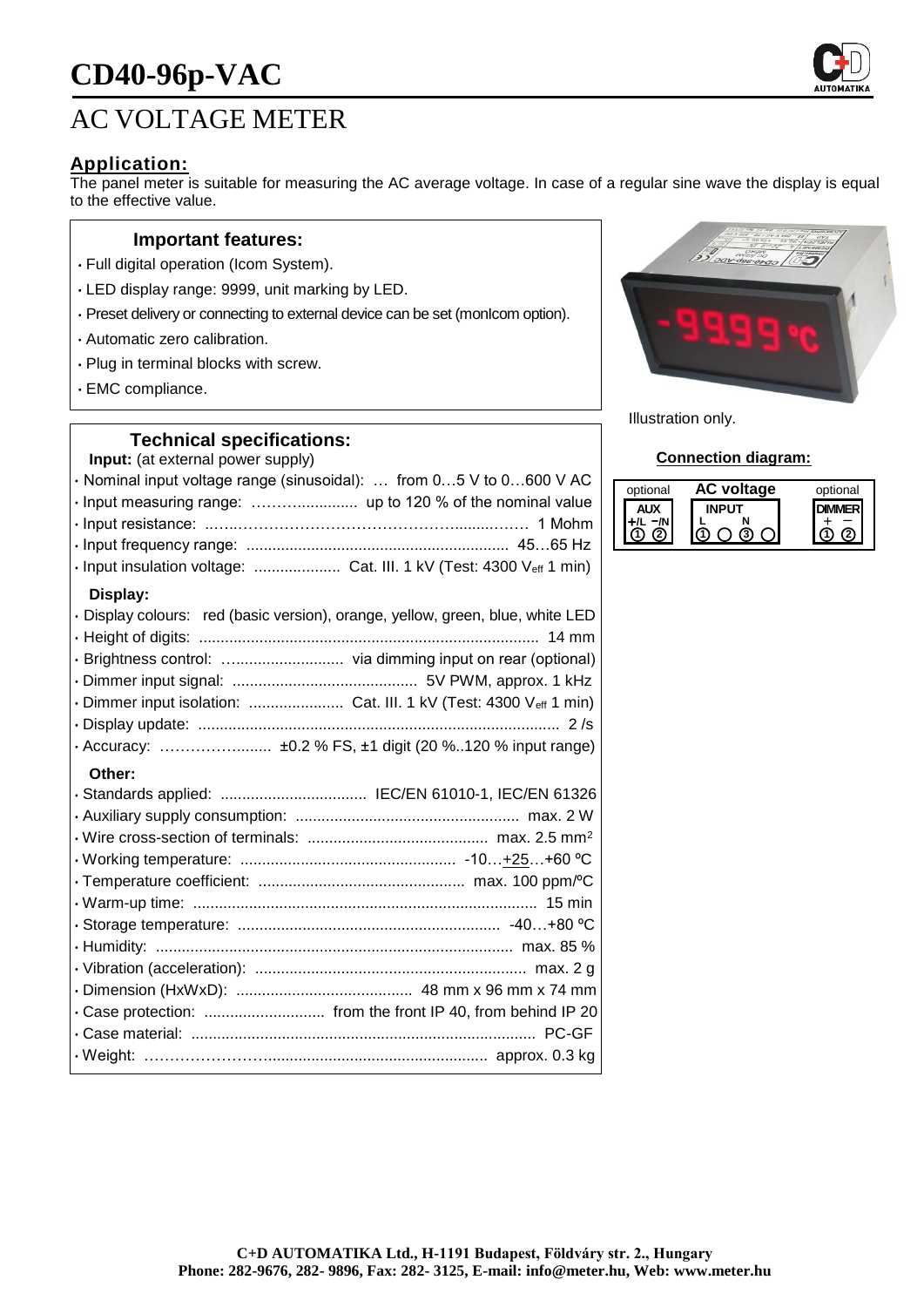# CD40-96p-VAC

## AC VOLTAGE METER

### Application:

The panel meter is suitable for measuring the AC average voltage. In case of a regular sine wave the display is equal to the effective value.

### Important features:

- Full digital operation (Icom System).
- LED display range: 9999, unit marking by LED.
- Preset delivery or connecting to external device can be set (monIcom option).
- Automatic zero calibration.
- Plug in terminal blocks with screw.
- EMC compliance.

Illustration only.

### Technical specifications:

**Input:** (at external power supply)

- Nominal input voltage range (sinusoidal): … from 0…5 V to 0…600 V AC
- Input measuring range: ……….............. up to 120 % of the nominal value
- Input resistance: 1 Mohm
- Input frequency range: 45…65 Hz
- Input insulation voltage: Cat. III. 1 kV (Test: 4300 $V_{eff}$ 1 min)

**Display:**

- Display colours: red (basic version), orange, yellow, green, blue, white LED
- Height of digits: 14 mm
- Brightness control: via dimming input on rear (optional)
- Dimmer input signal: 5V PWM, approx. 1 kHz
- Dimmer input isolation: Cat. III. 1 kV (Test: 4300 $V_{eff}$ 1 min)
- Display update: 2 /s
- Accuracy: ±0.2 % FS, ±1 digit (20 %..120 % input range)

**Other:**

- Standards applied: IEC/EN 61010-1, IEC/EN 61326
- Auxiliary supply consumption: max. 2 W
- Wire cross-section of terminals: max. 2.5 mm$^2$
- Working temperature: -10…+25…+60 ºC
- Temperature coefficient: max. 100 ppm/ºC
- Warm-up time: 15 min
- Storage temperature: -40…+80 ºC
- Humidity: max. 85 %
- Vibration (acceleration): max. 2 g
- Dimension (HxWxD): 48 mm x 96 mm x 74 mm
- Case protection: from the front IP 40, from behind IP 20
- Case material: PC-GF
- Weight: approx. 0.3 kg

### Connection diagram:

| optional | AC voltage | optional |
|---|---|---|
| AUX | INPUT | DIMMER |
| +/L −/N | L N | + − |
| ① ② | ① ○ ③ ○ | ① ② |

**C+D AUTOMATIKA Ltd., H-1191 Budapest, Földváry str. 2., Hungary**
**Phone: 282-9676, 282- 9896, Fax: 282- 3125, E-mail: info@meter.hu, Web: www.meter.hu**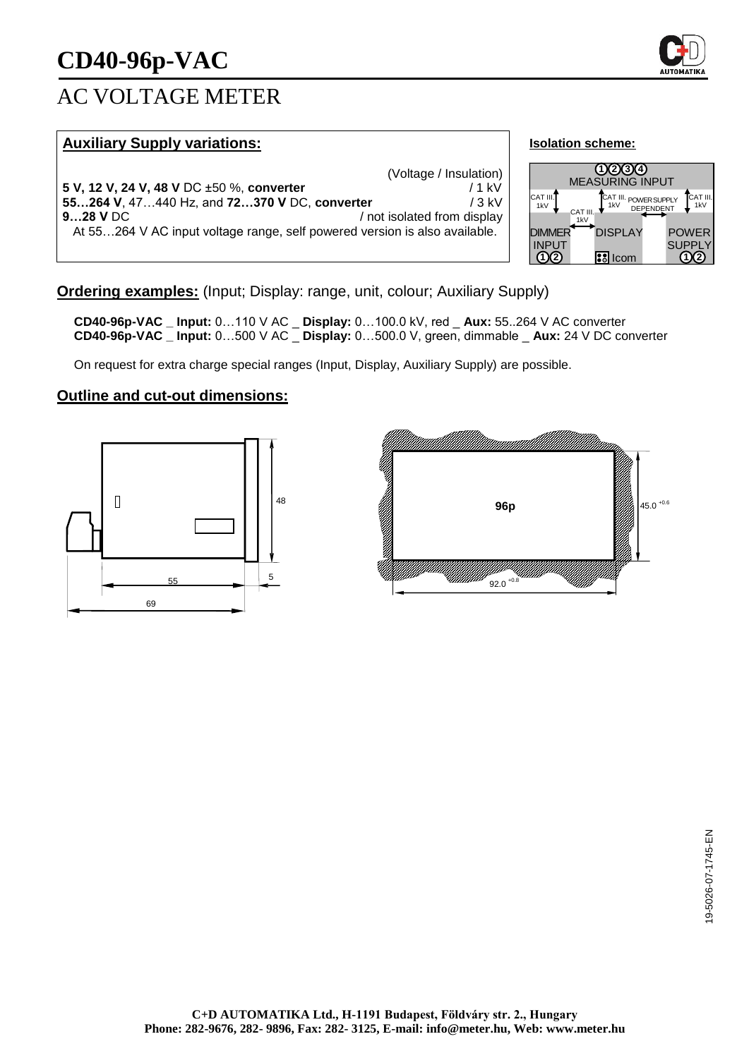# CD40-96p-VAC

# AC VOLTAGE METER

## Auxiliary Supply variations:

| | (Voltage / Insulation) |
|---|---|
| **5 V, 12 V, 24 V, 48 V** DC ±50 %, **converter** | / 1 kV |
| **55…264 V**, 47…440 Hz, and **72…370 V** DC, **converter** | / 3 kV |
| **9…28 V** DC | / not isolated from display |

At 55…264 V AC input voltage range, self powered version is also available.

**Isolation scheme:**

①②③④ MEASURING INPUT

CAT III. 1kV

CAT III. 1kV

CAT III. 1kV POWER SUPPLY DEPENDENT

CAT III. 1kV

DIMMER INPUT ①②

DISPLAY

Icom

POWER SUPPLY ①②

## Ordering examples: (Input; Display: range, unit, colour; Auxiliary Supply)

**CD40-96p-VAC _ Input:** 0…110 V AC _ **Display:** 0…100.0 kV, red _ **Aux:** 55..264 V AC converter
**CD40-96p-VAC _ Input:** 0…500 V AC _ **Display:** 0…500.0 V, green, dimmable _ **Aux:** 24 V DC converter

On request for extra charge special ranges (Input, Display, Auxiliary Supply) are possible.

## Outline and cut-out dimensions:

48

55

5

69

96p

45.0 +0.6

92.0 +0.8

19-5026-07-1745-EN